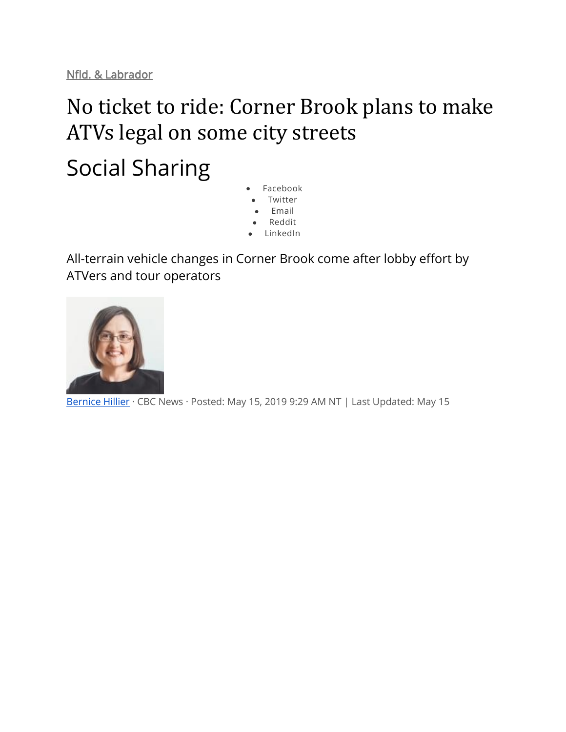[Nfld. & Labrador]

# No ticket to ride: Corner Brook plans to make ATVs legal on some city streets

## Social Sharing

- Facebook
- Twitter
- Email
- Reddit
- LinkedIn

All-terrain vehicle changes in Corner Brook come after lobby effort by ATVers and tour operators

[Bernice Hillier] · CBC News · Posted: May 15, 2019 9:29 AM NT | Last Updated: May 15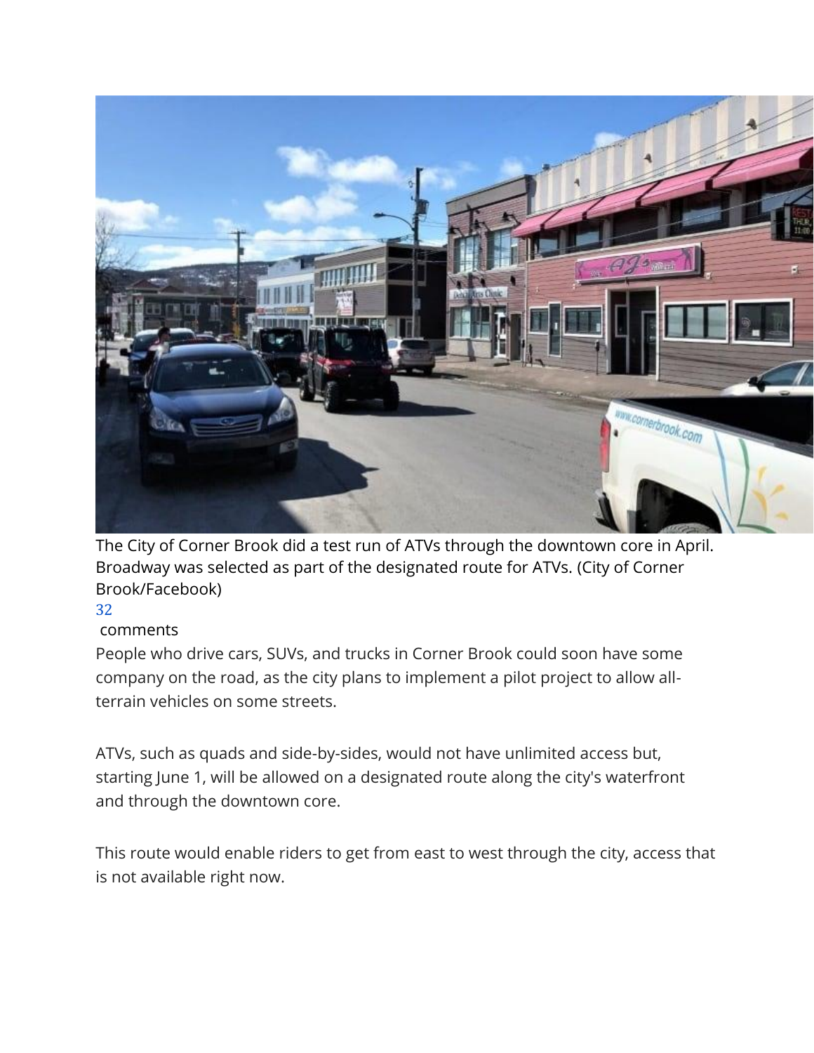The City of Corner Brook did a test run of ATVs through the downtown core in April. Broadway was selected as part of the designated route for ATVs. (City of Corner Brook/Facebook)

32

comments

People who drive cars, SUVs, and trucks in Corner Brook could soon have some company on the road, as the city plans to implement a pilot project to allow all-terrain vehicles on some streets.

ATVs, such as quads and side-by-sides, would not have unlimited access but, starting June 1, will be allowed on a designated route along the city's waterfront and through the downtown core.

This route would enable riders to get from east to west through the city, access that is not available right now.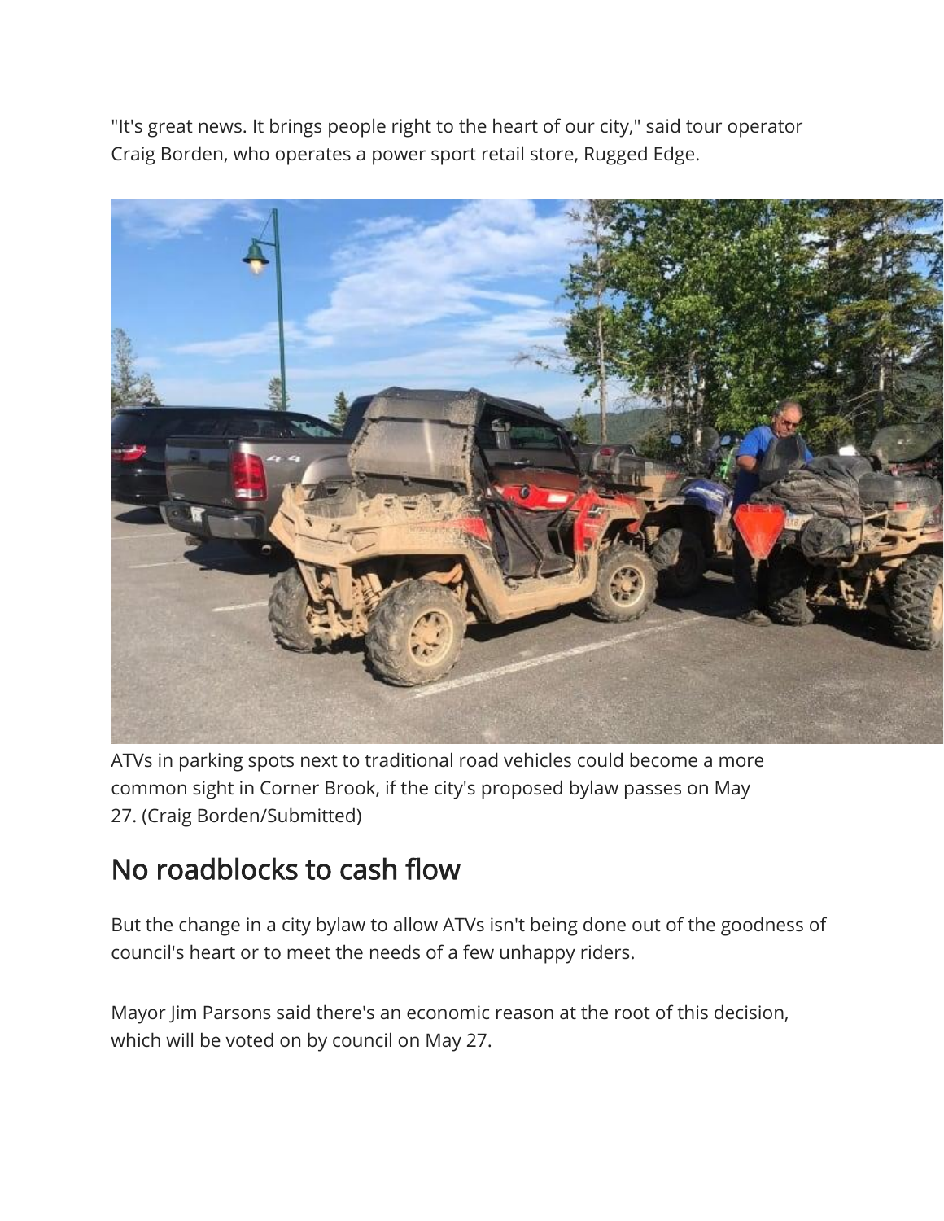"It's great news. It brings people right to the heart of our city," said tour operator Craig Borden, who operates a power sport retail store, Rugged Edge.

ATVs in parking spots next to traditional road vehicles could become a more common sight in Corner Brook, if the city's proposed bylaw passes on May 27. (Craig Borden/Submitted)

## No roadblocks to cash flow

But the change in a city bylaw to allow ATVs isn't being done out of the goodness of council's heart or to meet the needs of a few unhappy riders.

Mayor Jim Parsons said there's an economic reason at the root of this decision, which will be voted on by council on May 27.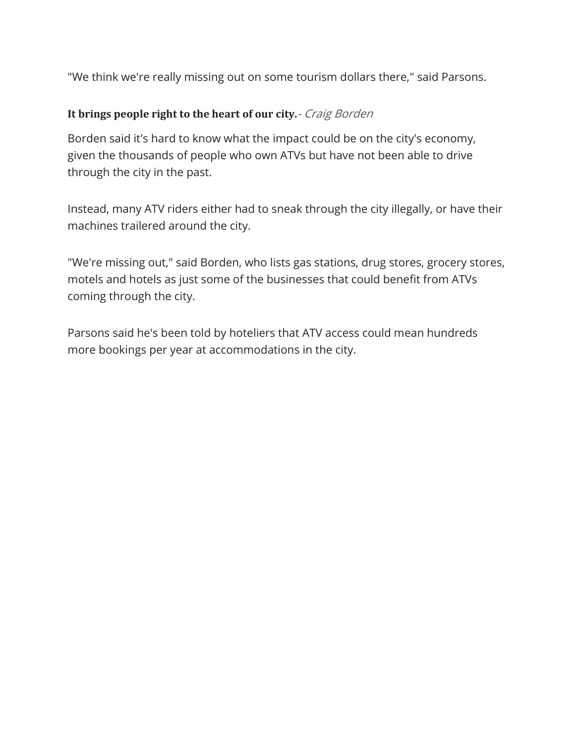"We think we're really missing out on some tourism dollars there," said Parsons.

**It brings people right to the heart of our city.**- *Craig Borden*

Borden said it's hard to know what the impact could be on the city's economy, given the thousands of people who own ATVs but have not been able to drive through the city in the past.

Instead, many ATV riders either had to sneak through the city illegally, or have their machines trailered around the city.

"We're missing out," said Borden, who lists gas stations, drug stores, grocery stores, motels and hotels as just some of the businesses that could benefit from ATVs coming through the city.

Parsons said he's been told by hoteliers that ATV access could mean hundreds more bookings per year at accommodations in the city.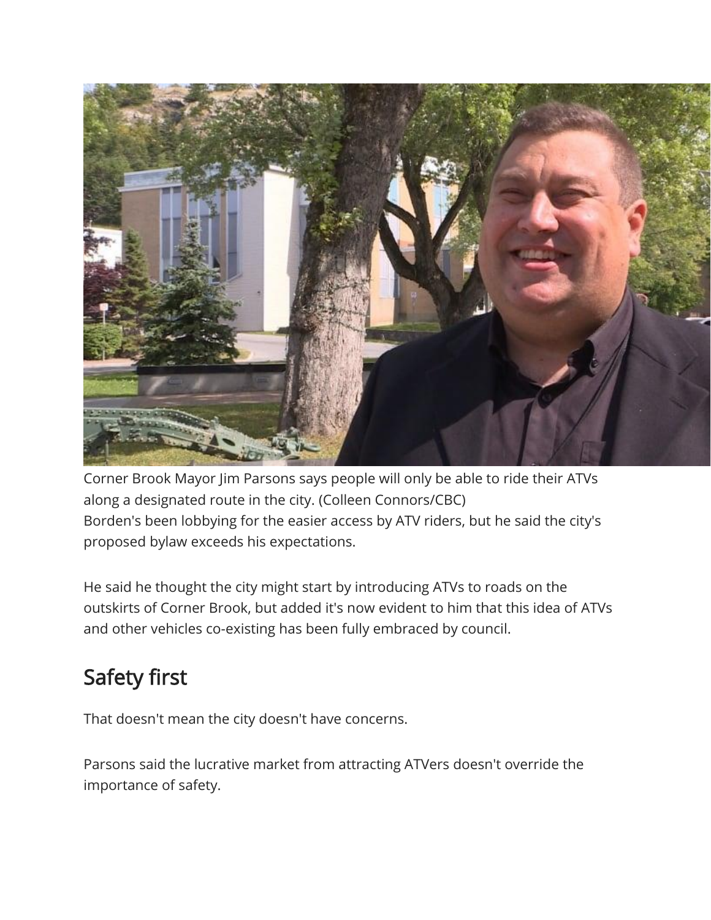Corner Brook Mayor Jim Parsons says people will only be able to ride their ATVs along a designated route in the city. (Colleen Connors/CBC)

Borden's been lobbying for the easier access by ATV riders, but he said the city's proposed bylaw exceeds his expectations.

He said he thought the city might start by introducing ATVs to roads on the outskirts of Corner Brook, but added it's now evident to him that this idea of ATVs and other vehicles co-existing has been fully embraced by council.

## Safety first

That doesn't mean the city doesn't have concerns.

Parsons said the lucrative market from attracting ATVers doesn't override the importance of safety.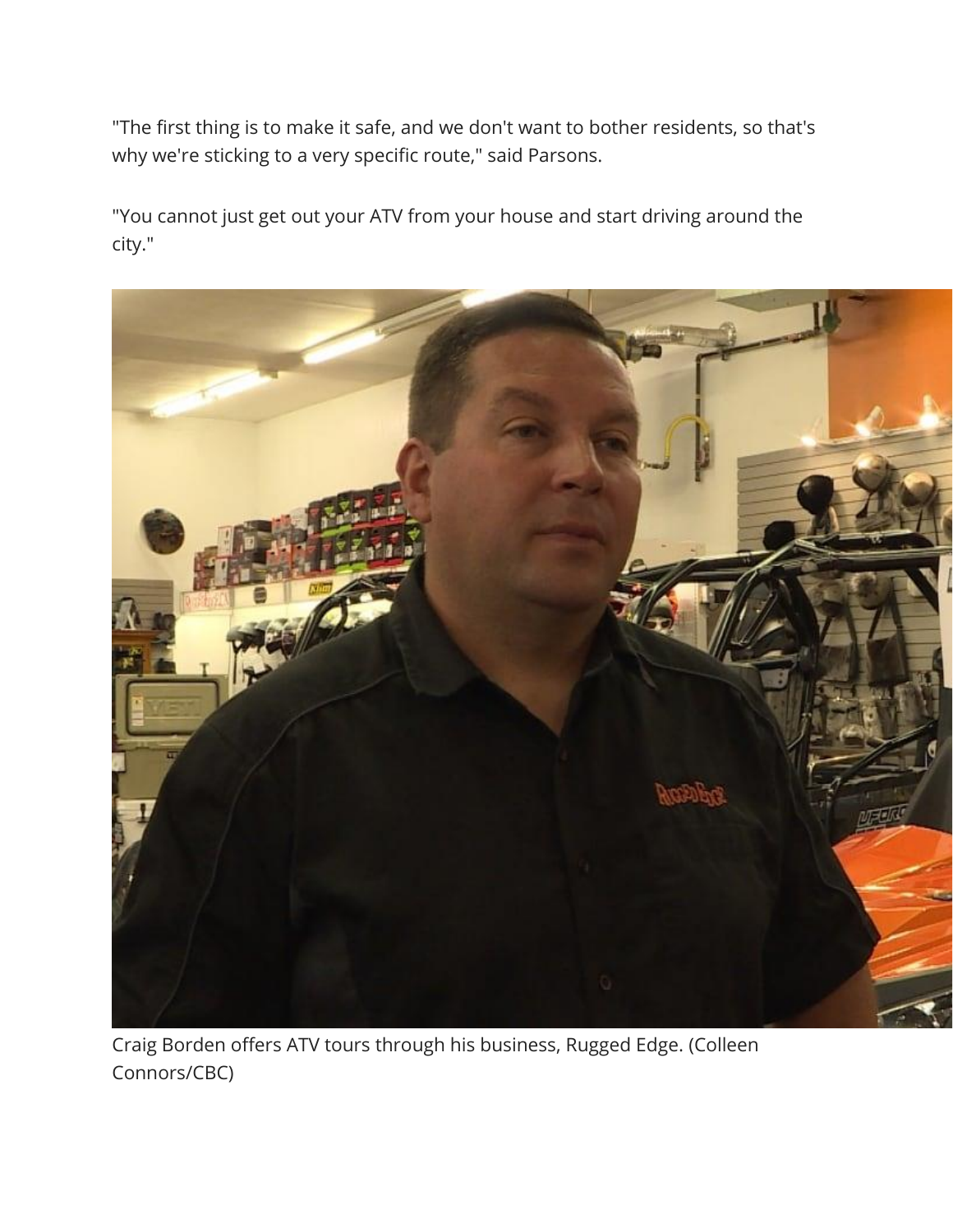"The first thing is to make it safe, and we don't want to bother residents, so that's why we're sticking to a very specific route," said Parsons.

"You cannot just get out your ATV from your house and start driving around the city."

Craig Borden offers ATV tours through his business, Rugged Edge. (Colleen Connors/CBC)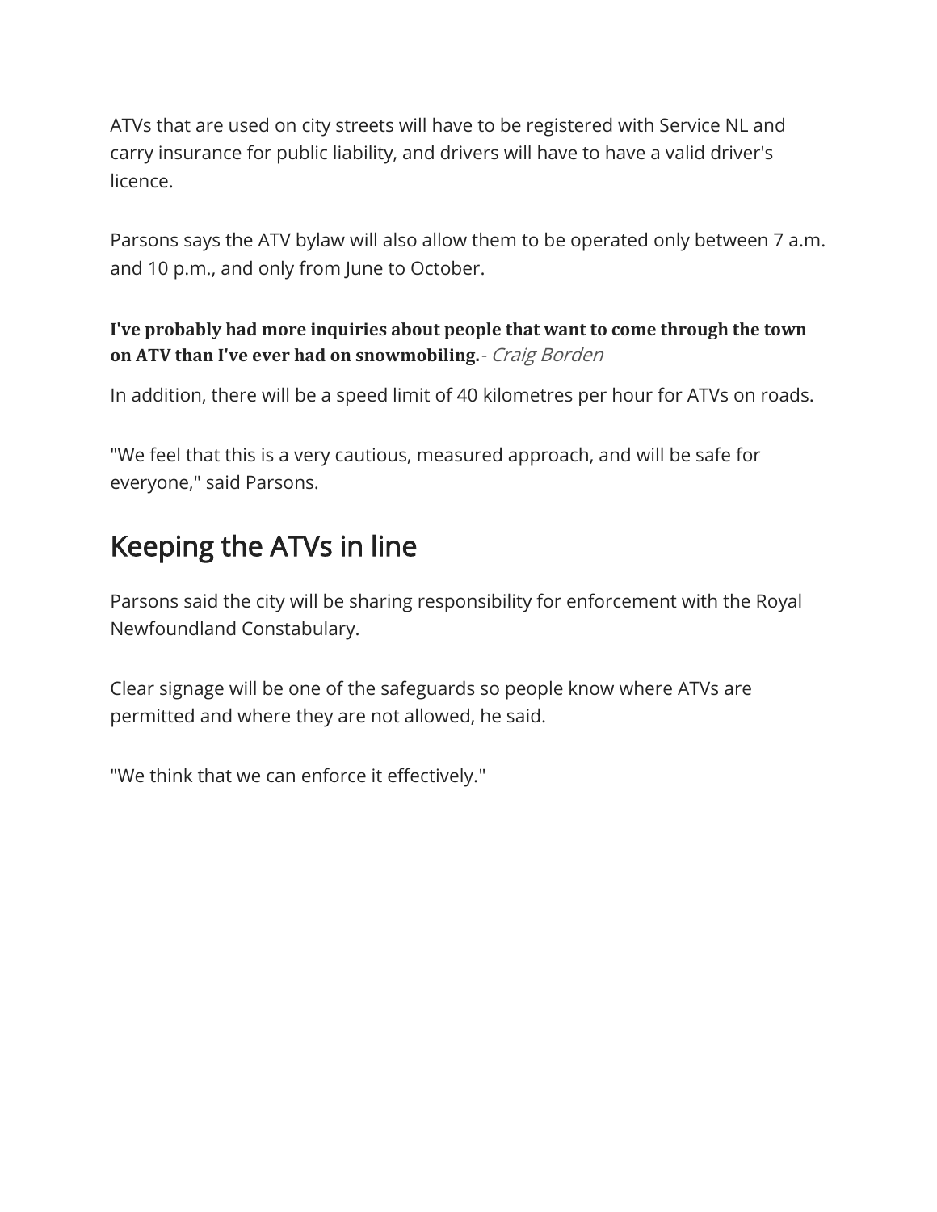ATVs that are used on city streets will have to be registered with Service NL and carry insurance for public liability, and drivers will have to have a valid driver's licence.

Parsons says the ATV bylaw will also allow them to be operated only between 7 a.m. and 10 p.m., and only from June to October.

**I've probably had more inquiries about people that want to come through the town on ATV than I've ever had on snowmobiling.**- *Craig Borden*

In addition, there will be a speed limit of 40 kilometres per hour for ATVs on roads.

"We feel that this is a very cautious, measured approach, and will be safe for everyone," said Parsons.

## Keeping the ATVs in line

Parsons said the city will be sharing responsibility for enforcement with the Royal Newfoundland Constabulary.

Clear signage will be one of the safeguards so people know where ATVs are permitted and where they are not allowed, he said.

"We think that we can enforce it effectively."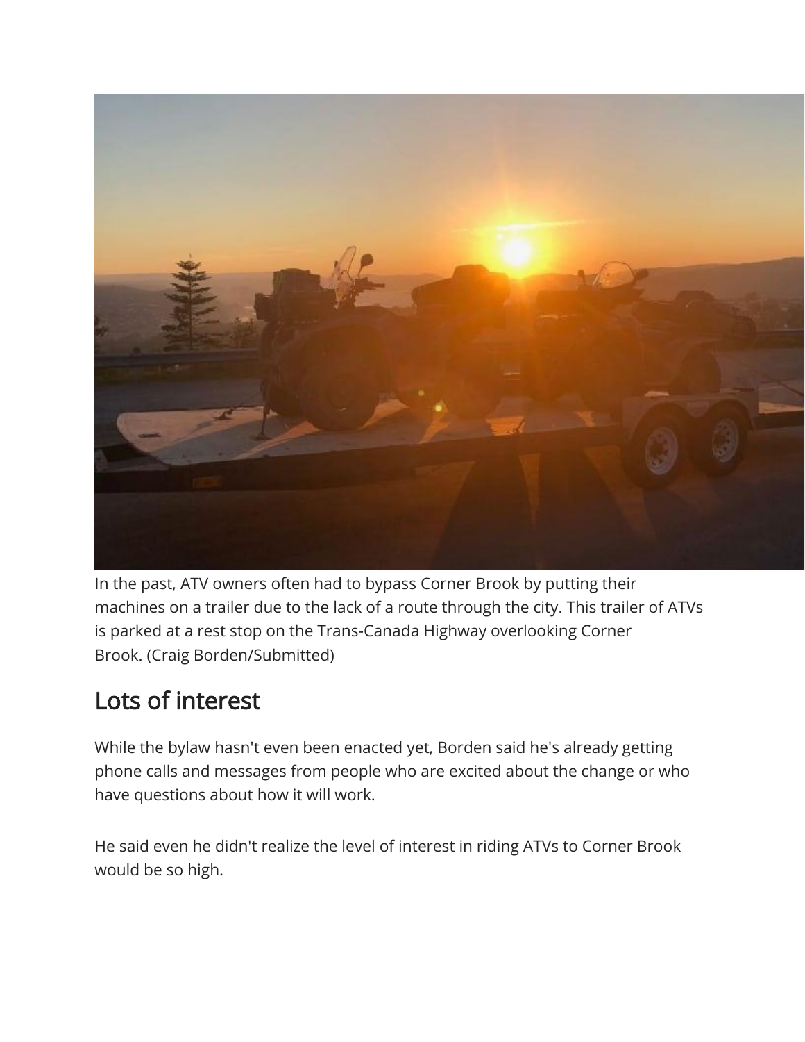In the past, ATV owners often had to bypass Corner Brook by putting their machines on a trailer due to the lack of a route through the city. This trailer of ATVs is parked at a rest stop on the Trans-Canada Highway overlooking Corner Brook. (Craig Borden/Submitted)

## Lots of interest

While the bylaw hasn't even been enacted yet, Borden said he's already getting phone calls and messages from people who are excited about the change or who have questions about how it will work.

He said even he didn't realize the level of interest in riding ATVs to Corner Brook would be so high.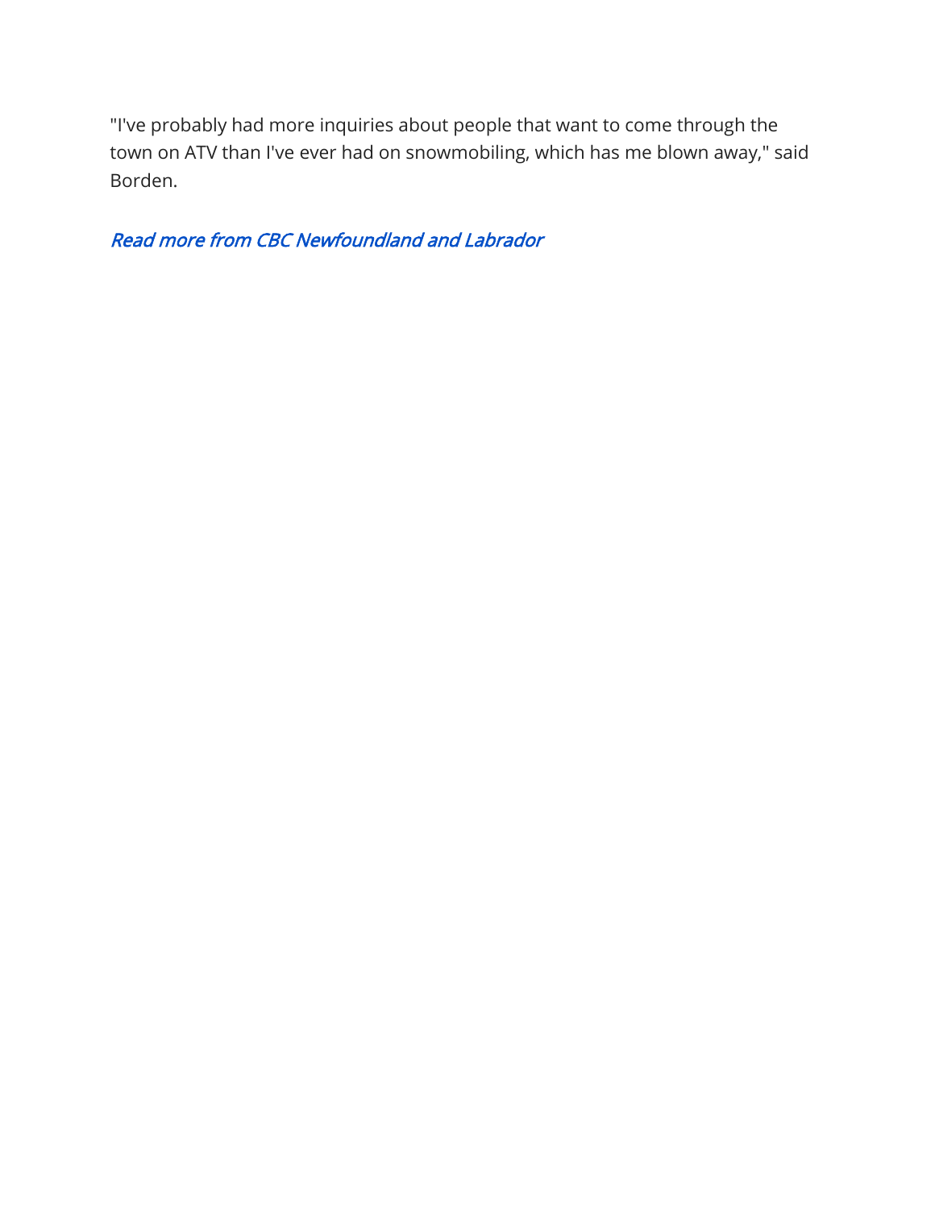"I've probably had more inquiries about people that want to come through the town on ATV than I've ever had on snowmobiling, which has me blown away," said Borden.

*Read more from CBC Newfoundland and Labrador*